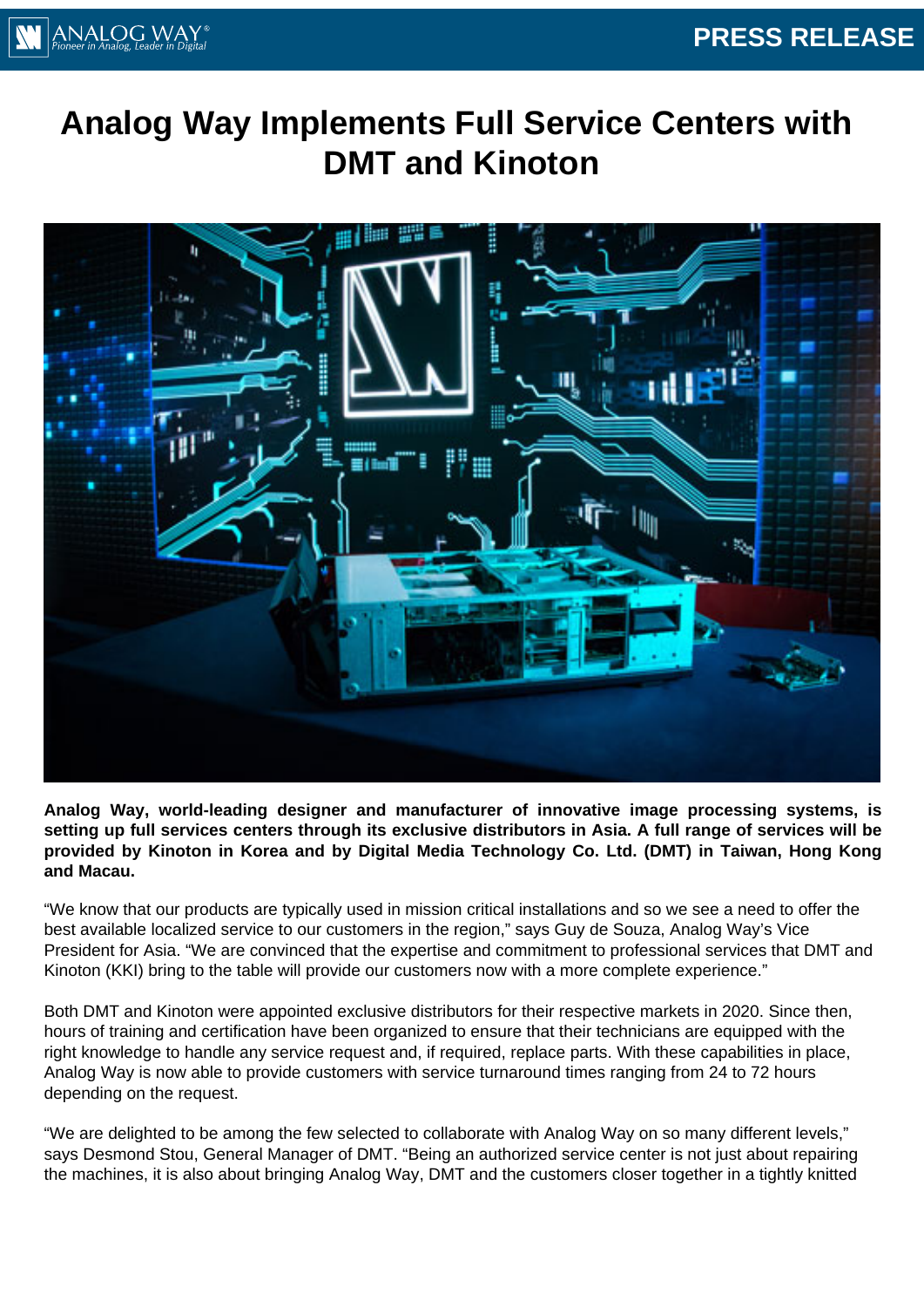# Analog Way Implements Full Service Centers with DMT and Kinoton

**Analog Way, world-leading designer and manufacturer of innovative image processing systems, is setting up full services centers through its exclusive distributors in Asia. A full range of services will be provided by Kinoton in Korea and by Digital Media Technology Co. Ltd. (DMT) in Taiwan, Hong Kong and Macau.**

"We know that our products are typically used in mission critical installations and so we see a need to offer the best available localized service to our customers in the region," says Guy de Souza, Analog Way's Vice President for Asia. "We are convinced that the expertise and commitment to professional services that DMT and Kinoton (KKI) bring to the table will provide our customers now with a more complete experience."

Both DMT and Kinoton were appointed exclusive distributors for their respective markets in 2020. Since then, hours of training and certification have been organized to ensure that their technicians are equipped with the right knowledge to handle any service request and, if required, replace parts. With these capabilities in place, Analog Way is now able to provide customers with service turnaround times ranging from 24 to 72 hours depending on the request.

"We are delighted to be among the few selected to collaborate with Analog Way on so many different levels," says Desmond Stou, General Manager of DMT. "Being an authorized service center is not just about repairing the machines, it is also about bringing Analog Way, DMT and the customers closer together in a tightly knitted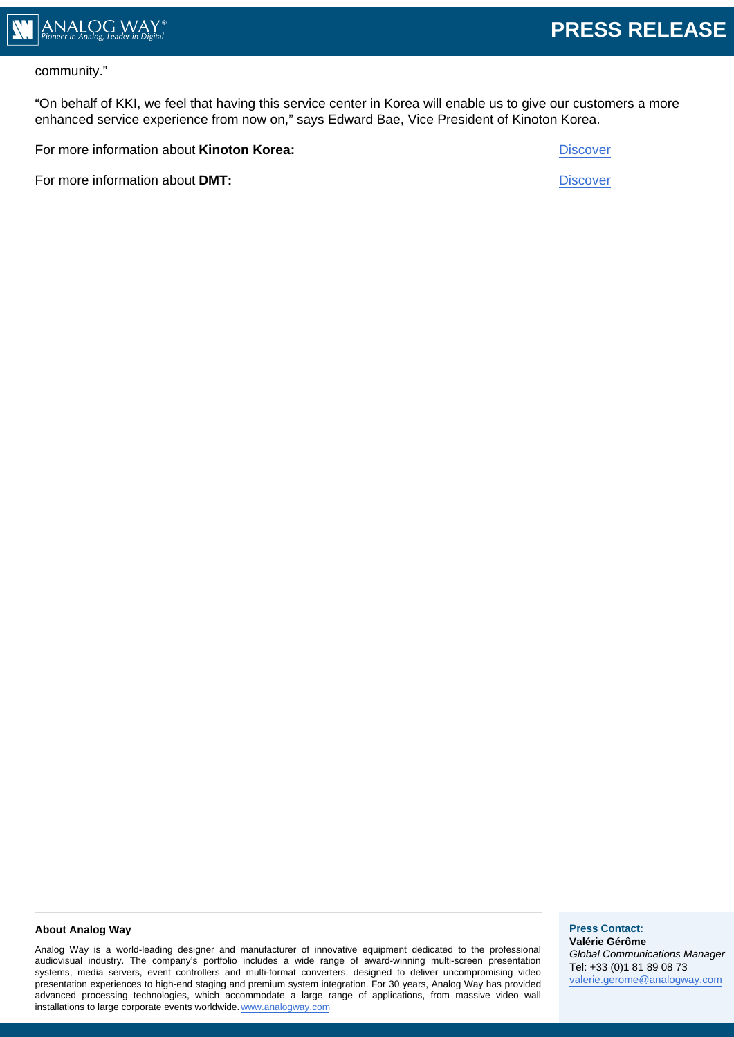community."

"On behalf of KKI, we feel that having this service center in Korea will enable us to give our customers a more enhanced service experience from now on," says Edward Bae, Vice President of Kinoton Korea.

For more information about **Kinoton Korea:** Discover

For more information about **DMT:** Discover

**About Analog Way**

Analog Way is a world-leading designer and manufacturer of innovative equipment dedicated to the professional audiovisual industry. The company's portfolio includes a wide range of award-winning multi-screen presentation systems, media servers, event controllers and multi-format converters, designed to deliver uncompromising video presentation experiences to high-end staging and premium system integration. For 30 years, Analog Way has provided advanced processing technologies, which accommodate a large range of applications, from massive video wall installations to large corporate events worldwide. www.analogway.com

**Press Contact:**
**Valérie Gérôme**
*Global Communications Manager*
Tel: +33 (0)1 81 89 08 73
valerie.gerome@analogway.com